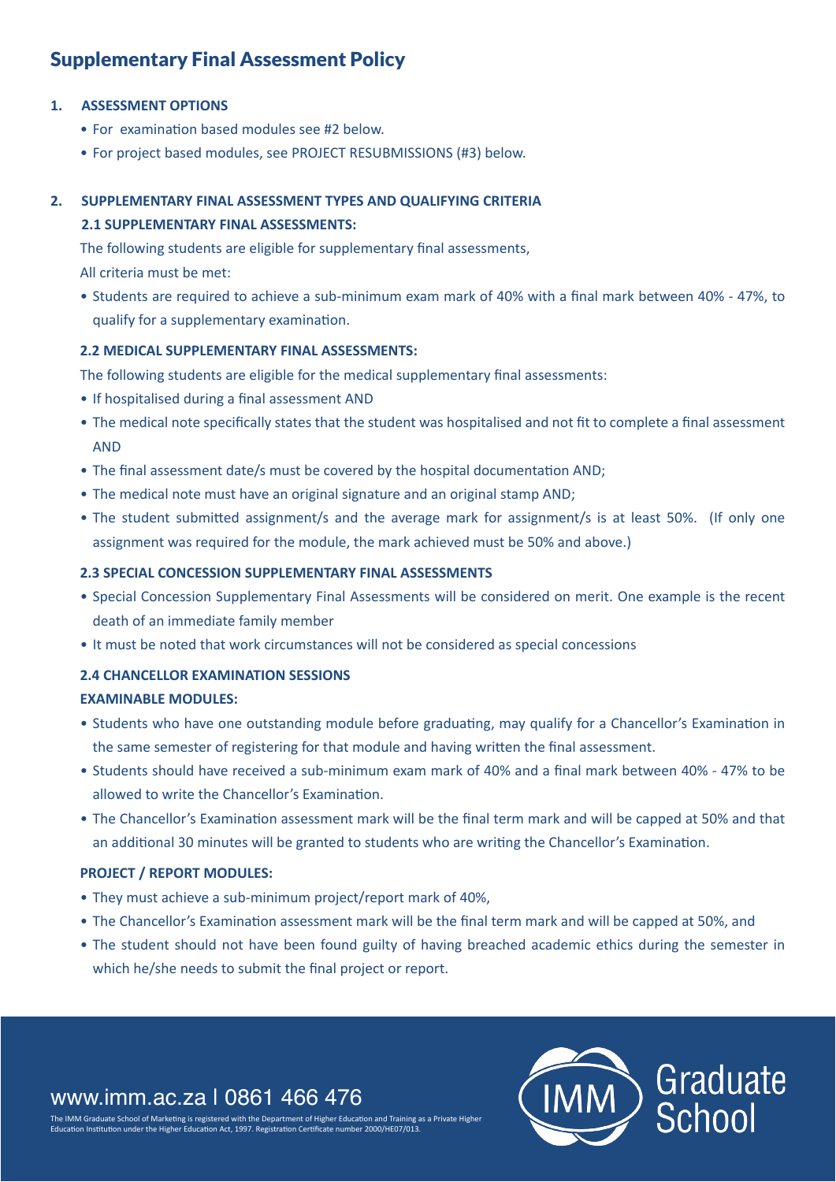# Supplementary Final Assessment Policy

## 1. ASSESSMENT OPTIONS

- For examination based modules see #2 below.
- For project based modules, see PROJECT RESUBMISSIONS (#3) below.

## 2. SUPPLEMENTARY FINAL ASSESSMENT TYPES AND QUALIFYING CRITERIA

### 2.1 SUPPLEMENTARY FINAL ASSESSMENTS:

The following students are eligible for supplementary final assessments,

All criteria must be met:

- Students are required to achieve a sub-minimum exam mark of 40% with a final mark between 40% - 47%, to qualify for a supplementary examination.

### 2.2 MEDICAL SUPPLEMENTARY FINAL ASSESSMENTS:

The following students are eligible for the medical supplementary final assessments:

- If hospitalised during a final assessment AND
- The medical note specifically states that the student was hospitalised and not fit to complete a final assessment AND
- The final assessment date/s must be covered by the hospital documentation AND;
- The medical note must have an original signature and an original stamp AND;
- The student submitted assignment/s and the average mark for assignment/s is at least 50%. (If only one assignment was required for the module, the mark achieved must be 50% and above.)

### 2.3 SPECIAL CONCESSION SUPPLEMENTARY FINAL ASSESSMENTS

- Special Concession Supplementary Final Assessments will be considered on merit. One example is the recent death of an immediate family member
- It must be noted that work circumstances will not be considered as special concessions

### 2.4 CHANCELLOR EXAMINATION SESSIONS

**EXAMINABLE MODULES:**

- Students who have one outstanding module before graduating, may qualify for a Chancellor's Examination in the same semester of registering for that module and having written the final assessment.
- Students should have received a sub-minimum exam mark of 40% and a final mark between 40% - 47% to be allowed to write the Chancellor's Examination.
- The Chancellor's Examination assessment mark will be the final term mark and will be capped at 50% and that an additional 30 minutes will be granted to students who are writing the Chancellor's Examination.

**PROJECT / REPORT MODULES:**

- They must achieve a sub-minimum project/report mark of 40%,
- The Chancellor's Examination assessment mark will be the final term mark and will be capped at 50%, and
- The student should not have been found guilty of having breached academic ethics during the semester in which he/she needs to submit the final project or report.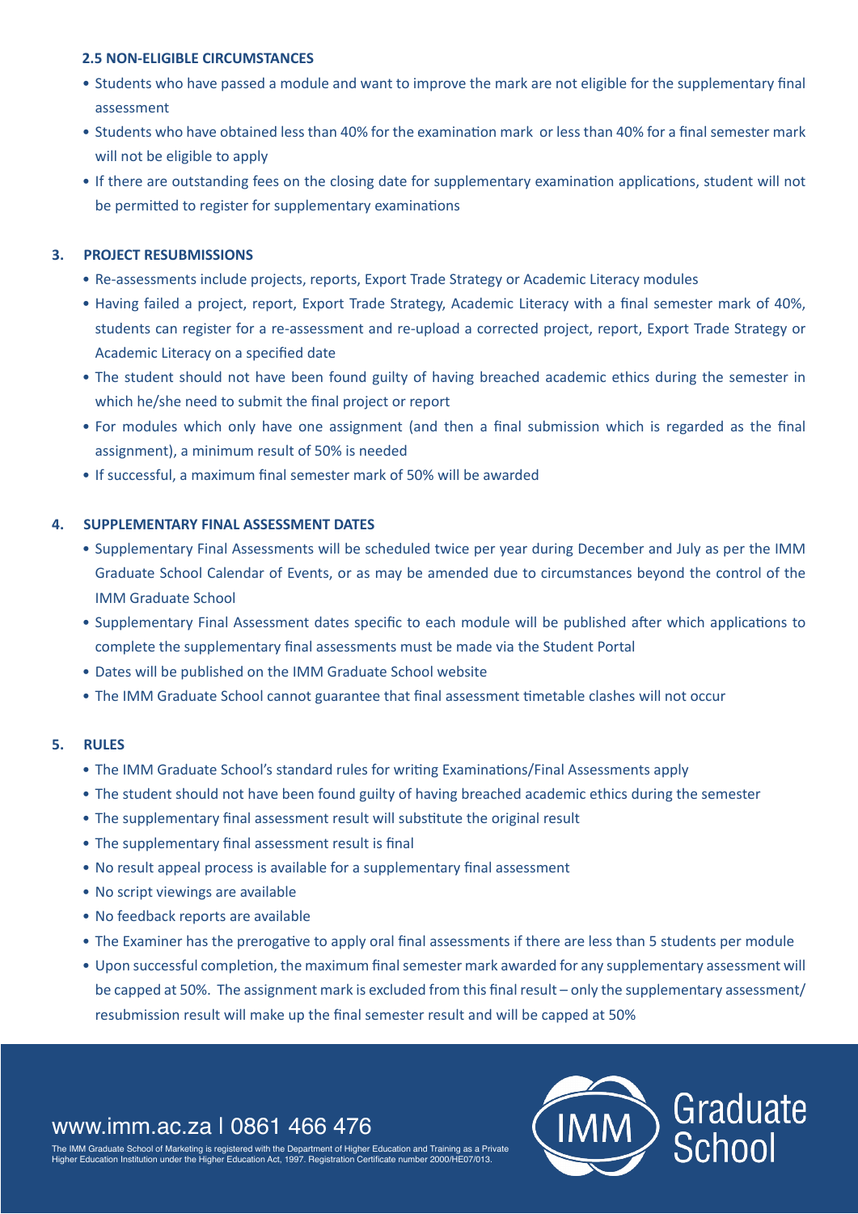### 2.5 NON-ELIGIBLE CIRCUMSTANCES

- Students who have passed a module and want to improve the mark are not eligible for the supplementary final assessment
- Students who have obtained less than 40% for the examination mark or less than 40% for a final semester mark will not be eligible to apply
- If there are outstanding fees on the closing date for supplementary examination applications, student will not be permitted to register for supplementary examinations

## 3. PROJECT RESUBMISSIONS

- Re-assessments include projects, reports, Export Trade Strategy or Academic Literacy modules
- Having failed a project, report, Export Trade Strategy, Academic Literacy with a final semester mark of 40%, students can register for a re-assessment and re-upload a corrected project, report, Export Trade Strategy or Academic Literacy on a specified date
- The student should not have been found guilty of having breached academic ethics during the semester in which he/she need to submit the final project or report
- For modules which only have one assignment (and then a final submission which is regarded as the final assignment), a minimum result of 50% is needed
- If successful, a maximum final semester mark of 50% will be awarded

## 4. SUPPLEMENTARY FINAL ASSESSMENT DATES

- Supplementary Final Assessments will be scheduled twice per year during December and July as per the IMM Graduate School Calendar of Events, or as may be amended due to circumstances beyond the control of the IMM Graduate School
- Supplementary Final Assessment dates specific to each module will be published after which applications to complete the supplementary final assessments must be made via the Student Portal
- Dates will be published on the IMM Graduate School website
- The IMM Graduate School cannot guarantee that final assessment timetable clashes will not occur

## 5. RULES

- The IMM Graduate School's standard rules for writing Examinations/Final Assessments apply
- The student should not have been found guilty of having breached academic ethics during the semester
- The supplementary final assessment result will substitute the original result
- The supplementary final assessment result is final
- No result appeal process is available for a supplementary final assessment
- No script viewings are available
- No feedback reports are available
- The Examiner has the prerogative to apply oral final assessments if there are less than 5 students per module
- Upon successful completion, the maximum final semester mark awarded for any supplementary assessment will be capped at 50%. The assignment mark is excluded from this final result – only the supplementary assessment/resubmission result will make up the final semester result and will be capped at 50%

www.imm.ac.za | 0861 466 476

The IMM Graduate School of Marketing is registered with the Department of Higher Education and Training as a Private Higher Education Institution under the Higher Education Act, 1997. Registration Certificate number 2000/HE07/013.

IMM Graduate School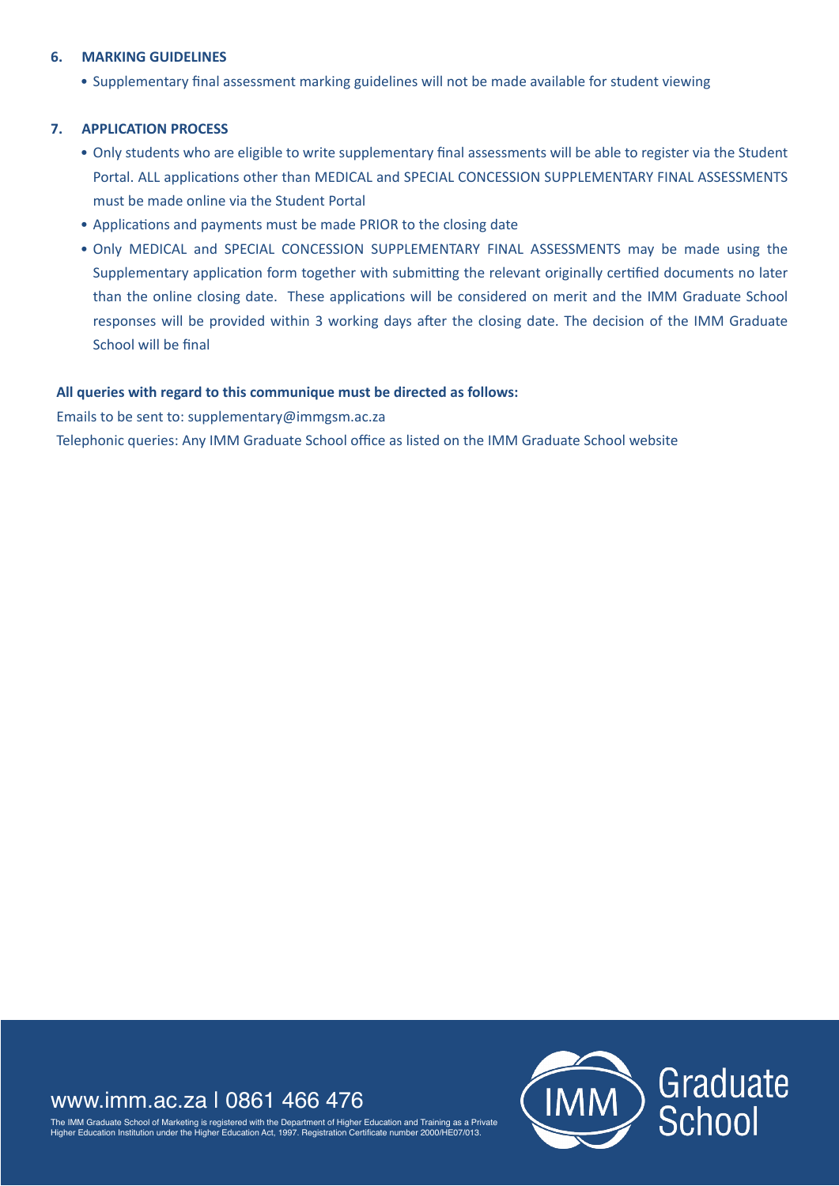## 6. MARKING GUIDELINES

- Supplementary final assessment marking guidelines will not be made available for student viewing

## 7. APPLICATION PROCESS

- Only students who are eligible to write supplementary final assessments will be able to register via the Student Portal. ALL applications other than MEDICAL and SPECIAL CONCESSION SUPPLEMENTARY FINAL ASSESSMENTS must be made online via the Student Portal
- Applications and payments must be made PRIOR to the closing date
- Only MEDICAL and SPECIAL CONCESSION SUPPLEMENTARY FINAL ASSESSMENTS may be made using the Supplementary application form together with submitting the relevant originally certified documents no later than the online closing date. These applications will be considered on merit and the IMM Graduate School responses will be provided within 3 working days after the closing date. The decision of the IMM Graduate School will be final

**All queries with regard to this communique must be directed as follows:**

Emails to be sent to: supplementary@immgsm.ac.za

Telephonic queries: Any IMM Graduate School office as listed on the IMM Graduate School website

www.imm.ac.za | 0861 466 476

The IMM Graduate School of Marketing is registered with the Department of Higher Education and Training as a Private Higher Education Institution under the Higher Education Act, 1997. Registration Certificate number 2000/HE07/013.

IMM Graduate School